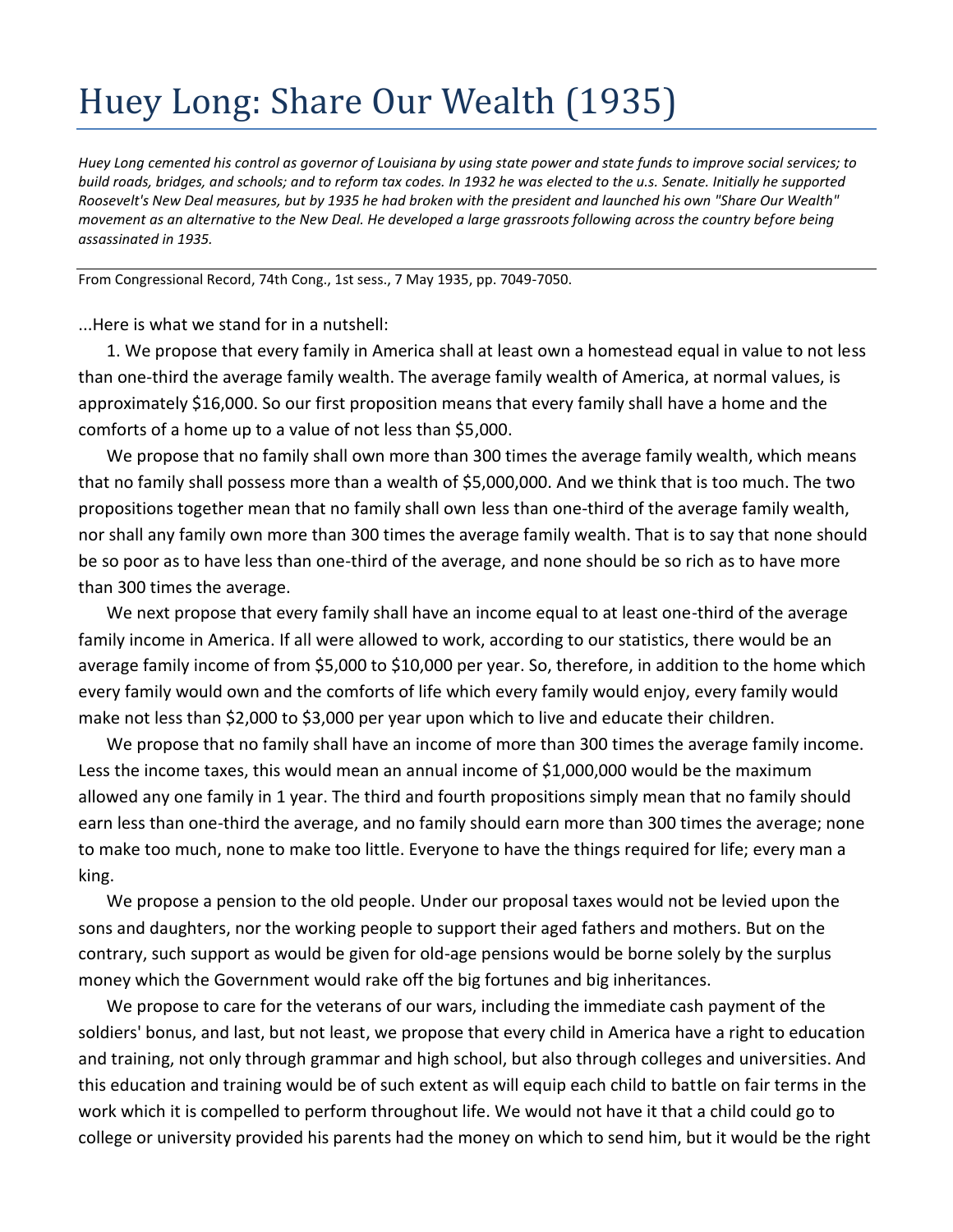# Huey Long: Share Our Wealth (1935)

*Huey Long cemented his control as governor of Louisiana by using state power and state funds to improve social services; to build roads, bridges, and schools; and to reform tax codes. In 1932 he was elected to the u.s. Senate. Initially he supported Roosevelt's New Deal measures, but by 1935 he had broken with the president and launched his own "Share Our Wealth" movement as an alternative to the New Deal. He developed a large grassroots following across the country before being assassinated in 1935.*

From Congressional Record, 74th Cong., 1st sess., 7 May 1935, pp. 7049-7050.

...Here is what we stand for in a nutshell:

1. We propose that every family in America shall at least own a homestead equal in value to not less than one-third the average family wealth. The average family wealth of America, at normal values, is approximately $16,000. So our first proposition means that every family shall have a home and the comforts of a home up to a value of not less than $5,000.

We propose that no family shall own more than 300 times the average family wealth, which means that no family shall possess more than a wealth of $5,000,000. And we think that is too much. The two propositions together mean that no family shall own less than one-third of the average family wealth, nor shall any family own more than 300 times the average family wealth. That is to say that none should be so poor as to have less than one-third of the average, and none should be so rich as to have more than 300 times the average.

We next propose that every family shall have an income equal to at least one-third of the average family income in America. If all were allowed to work, according to our statistics, there would be an average family income of from $5,000 to $10,000 per year. So, therefore, in addition to the home which every family would own and the comforts of life which every family would enjoy, every family would make not less than $2,000 to $3,000 per year upon which to live and educate their children.

We propose that no family shall have an income of more than 300 times the average family income. Less the income taxes, this would mean an annual income of $1,000,000 would be the maximum allowed any one family in 1 year. The third and fourth propositions simply mean that no family should earn less than one-third the average, and no family should earn more than 300 times the average; none to make too much, none to make too little. Everyone to have the things required for life; every man a king.

We propose a pension to the old people. Under our proposal taxes would not be levied upon the sons and daughters, nor the working people to support their aged fathers and mothers. But on the contrary, such support as would be given for old-age pensions would be borne solely by the surplus money which the Government would rake off the big fortunes and big inheritances.

We propose to care for the veterans of our wars, including the immediate cash payment of the soldiers' bonus, and last, but not least, we propose that every child in America have a right to education and training, not only through grammar and high school, but also through colleges and universities. And this education and training would be of such extent as will equip each child to battle on fair terms in the work which it is compelled to perform throughout life. We would not have it that a child could go to college or university provided his parents had the money on which to send him, but it would be the right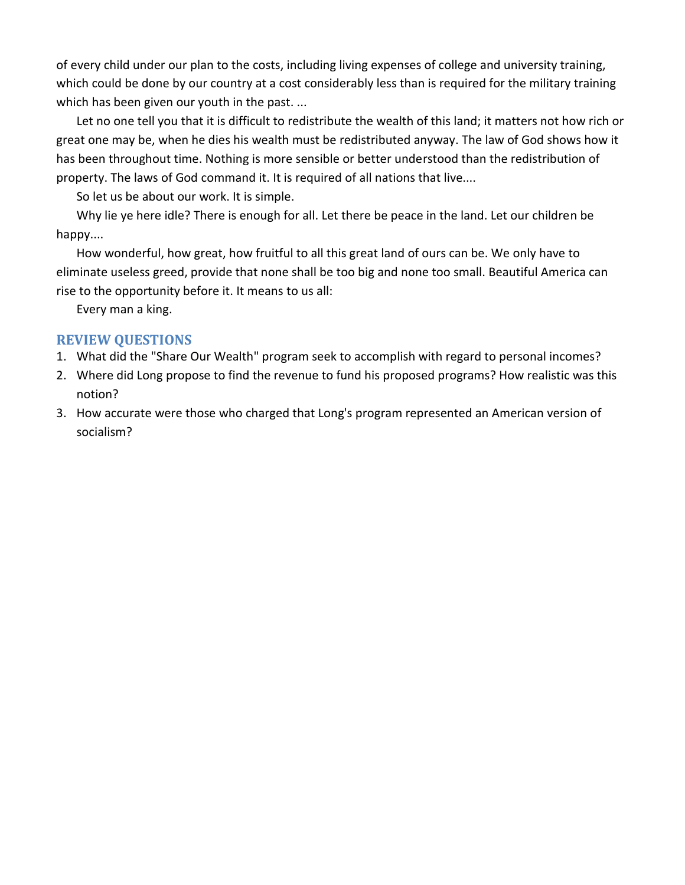of every child under our plan to the costs, including living expenses of college and university training, which could be done by our country at a cost considerably less than is required for the military training which has been given our youth in the past. ...

Let no one tell you that it is difficult to redistribute the wealth of this land; it matters not how rich or great one may be, when he dies his wealth must be redistributed anyway. The law of God shows how it has been throughout time. Nothing is more sensible or better understood than the redistribution of property. The laws of God command it. It is required of all nations that live....

So let us be about our work. It is simple.

Why lie ye here idle? There is enough for all. Let there be peace in the land. Let our children be happy....

How wonderful, how great, how fruitful to all this great land of ours can be. We only have to eliminate useless greed, provide that none shall be too big and none too small. Beautiful America can rise to the opportunity before it. It means to us all:

Every man a king.

## REVIEW QUESTIONS

1. What did the "Share Our Wealth" program seek to accomplish with regard to personal incomes?
2. Where did Long propose to find the revenue to fund his proposed programs? How realistic was this notion?
3. How accurate were those who charged that Long's program represented an American version of socialism?